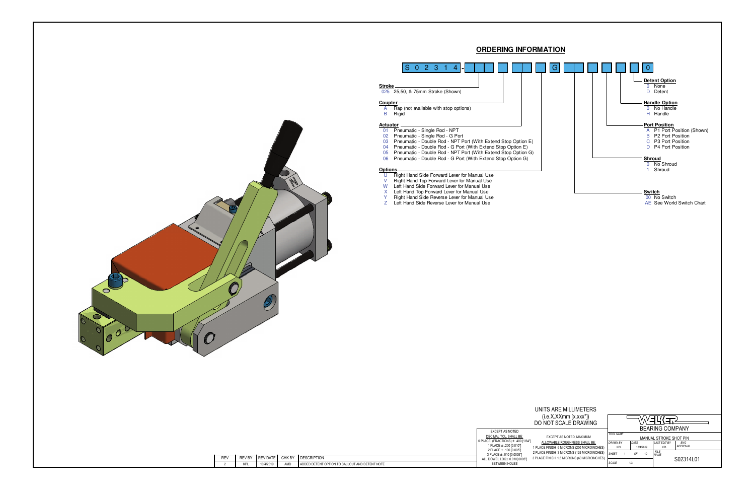## ORDERING INFORMATION

S 0 2 3 1 4 - [ ][ ][ ] [ ] [ ][ ] [ ] [G] [ ][ ] [ ] [ ] [ ] [ ] [0]

**Stroke**
- 025 25,50, & 75mm Stroke (Shown)

**Coupler**
- A Rap (not available with stop options)
- B Rigid

**Actuator**
- 01 Pneumatic - Single Rod - NPT
- 02 Pneumatic - Single Rod - G Port
- 03 Pneumatic - Double Rod - NPT Port (With Extend Stop Option E)
- 04 Pneumatic - Double Rod - G Port (With Extend Stop Option E)
- 05 Pneumatic - Double Rod - NPT Port (With Extend Stop Option G)
- 06 Pneumatic - Double Rod - G Port (With Extend Stop Option G)

**Options**
- U Right Hand Side Forward Lever for Manual Use
- V Right Hand Top Forward Lever for Manual Use
- W Left Hand Side Forward Lever for Manual Use
- X Left Hand Top Forward Lever for Manual Use
- Y Right Hand Side Reverse Lever for Manual Use
- Z Left Hand Side Reverse Lever for Manual Use

**Detent Option**
- 0 None
- D Detent

**Handle Option**
- 0 No Handle
- H Handle

**Port Position**
- A P1 Port Position (Shown)
- B P2 Port Position
- C P3 Port Position
- D P4 Port Position

**Shroud**
- 0 No Shroud
- 1 Shroud

**Switch**
- 00 No Switch
- AE See World Switch Chart

UNITS ARE MILLIMETERS
(i.e.X.XXmm [x.xxx"])
DO NOT SCALE DRAWING

EXCEPT AS NOTED
DECIMAL TOL. SHALL BE:
0 PLACE (FRACTIONS) ± .400 [1/64"]
1 PLACE ± .200 [0.010"]
2 PLACE ± .100 [0.005"]
3 PLACE ± .010 [0.0005"]
ALL DOWEL LOC± 0.010[.0005"] BETWEEN HOLES

EXCEPT AS NOTED, MAXIMUM
ALLOWABLE ROUGHNESS SHALL BE:
1 PLACE FINISH 6 MICRONS (250 MICROINCHES)
2 PLACE FINISH 3 MICRONS (125 MICROINCHES)
3 PLACE FINISH 1.6 MICRONS (63 MICROINCHES)

WELKER BEARING COMPANY

| TOOL NAME | MANUAL STROKE SHOT PIN | | |
|---|---|---|---|
| DRAWN BY: KPL | DATE: 10/4/2019 | LAST EDIT BY: KPL | ENG APPROVAL |
| SHEET 1 OF 10 | | FILE NAME | S02314L01 |
| SCALE 1/3 | | | |

| REV | REV BY | REV DATE | CHK BY | DESCRIPTION |
|---|---|---|---|---|
| 2 | KPL | 10/4/2019 | AMD | ADDED DETENT OPTION TO CALLOUT AND DETENT NOTE |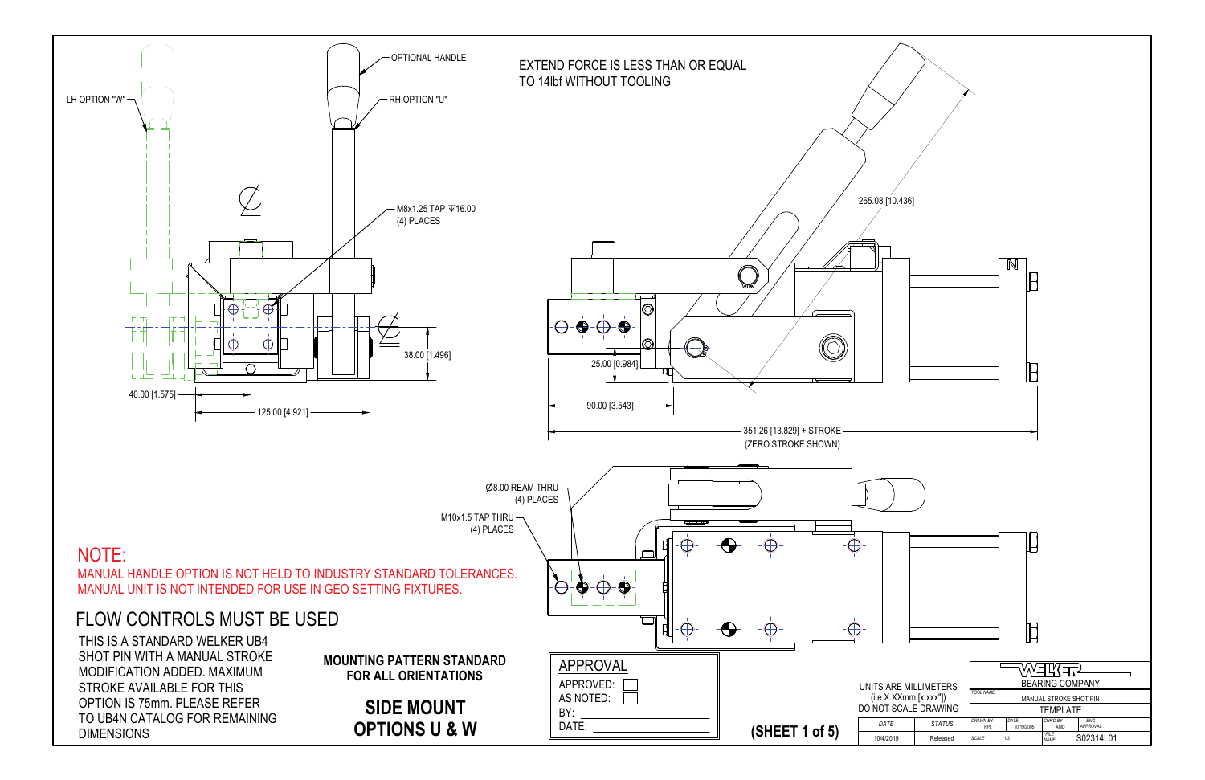OPTIONAL HANDLE

LH OPTION "W"

RH OPTION "U"

M8x1.25 TAP ↧16.00
(4) PLACES

38.00 [1.496]

40.00 [1.575]

125.00 [4.921]

EXTEND FORCE IS LESS THAN OR EQUAL TO 14lbf WITHOUT TOOLING

265.08 [10.436]

25.00 [0.984]

90.00 [3.543]

351.26 [13.829] + STROKE
(ZERO STROKE SHOWN)

Ø8.00 REAM THRU
(4) PLACES

M10x1.5 TAP THRU
(4) PLACES

# NOTE:

MANUAL HANDLE OPTION IS NOT HELD TO INDUSTRY STANDARD TOLERANCES.
MANUAL UNIT IS NOT INTENDED FOR USE IN GEO SETTING FIXTURES.

## FLOW CONTROLS MUST BE USED

THIS IS A STANDARD WELKER UB4 SHOT PIN WITH A MANUAL STROKE MODIFICATION ADDED. MAXIMUM STROKE AVAILABLE FOR THIS OPTION IS 75mm. PLEASE REFER TO UB4N CATALOG FOR REMAINING DIMENSIONS

**MOUNTING PATTERN STANDARD FOR ALL ORIENTATIONS**

**SIDE MOUNT OPTIONS U & W**

APPROVAL

APPROVED: ☐

AS NOTED: ☐

BY: ______________

DATE: ______________

**(SHEET 1 of 5)**

UNITS ARE MILLIMETERS
(i.e.X.XXmm [x.xxx"])
DO NOT SCALE DRAWING

| DATE | STATUS |
|---|---|
| 10/4/2019 | Released |

WELKER BEARING COMPANY

| TOOL NAME | MANUAL STROKE SHOT PIN | | |
|---|---|---|---|
| | TEMPLATE | | |
| DRAWN BY KPL | DATE 10/19/2006 | CHK'D BY AMD | ENG APPROVAL |
| SCALE 1/3 | | FILE NAME | S02314L01 |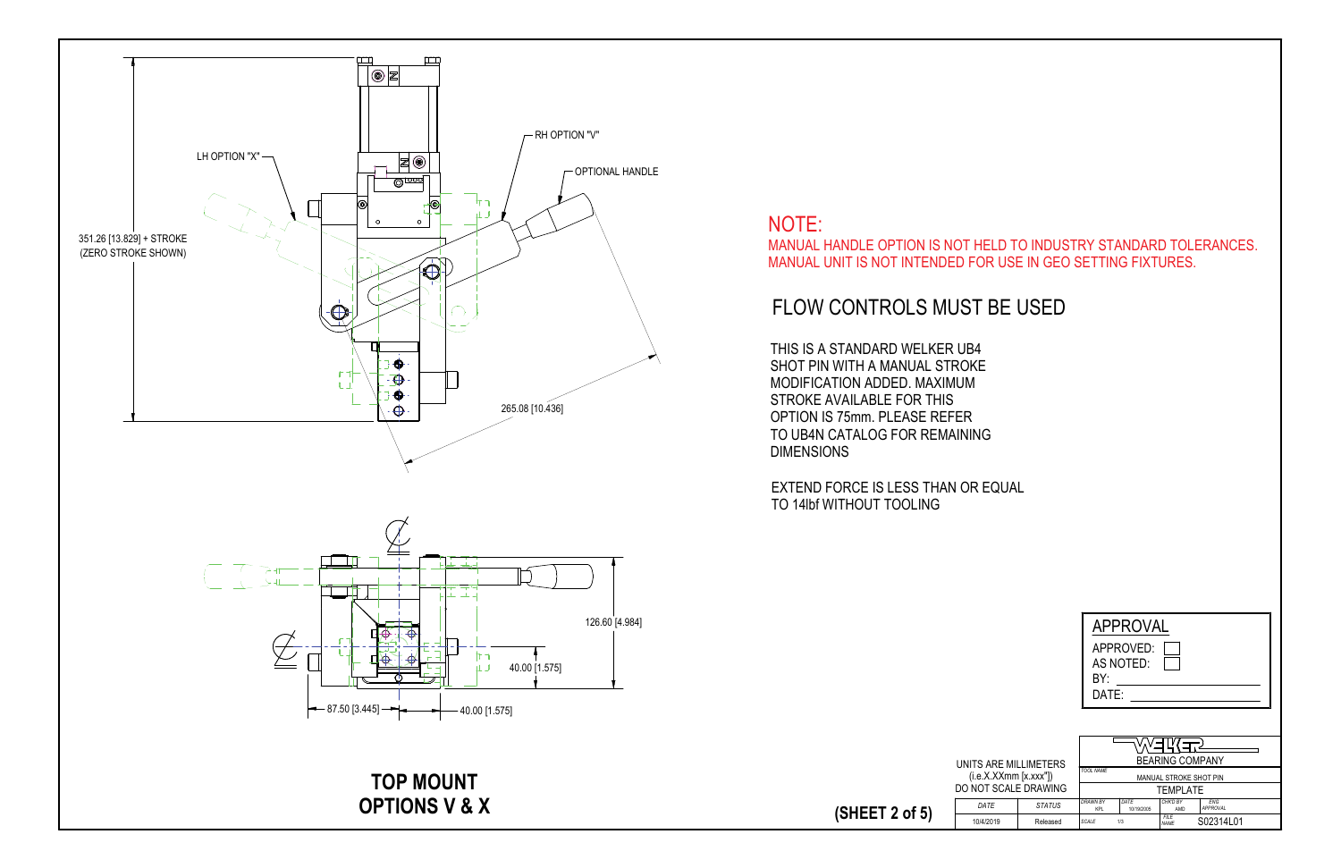LH OPTION "X"

RH OPTION "V"

OPTIONAL HANDLE

351.26 [13.829] + STROKE
(ZERO STROKE SHOWN)

265.08 [10.436]

126.60 [4.984]

40.00 [1.575]

87.50 [3.445]

40.00 [1.575]

## NOTE:

MANUAL HANDLE OPTION IS NOT HELD TO INDUSTRY STANDARD TOLERANCES.
MANUAL UNIT IS NOT INTENDED FOR USE IN GEO SETTING FIXTURES.

## FLOW CONTROLS MUST BE USED

THIS IS A STANDARD WELKER UB4 SHOT PIN WITH A MANUAL STROKE MODIFICATION ADDED. MAXIMUM STROKE AVAILABLE FOR THIS OPTION IS 75mm. PLEASE REFER TO UB4N CATALOG FOR REMAINING DIMENSIONS

EXTEND FORCE IS LESS THAN OR EQUAL TO 14lbf WITHOUT TOOLING

**APPROVAL**

APPROVED: ☐
AS NOTED: ☐
BY: ____________________
DATE: ____________________

# TOP MOUNT OPTIONS V & X

**(SHEET 2 of 5)**

UNITS ARE MILLIMETERS
(i.e.X.XXmm [x.xxx"])
DO NOT SCALE DRAWING

| DATE | STATUS |
|---|---|
| 10/4/2019 | Released |

WELKER BEARING COMPANY

| TOOL NAME | | | |
|---|---|---|---|
| MANUAL STROKE SHOT PIN | | | |
| TEMPLATE | | | |
| DRAWN BY KPL | DATE 10/19/2006 | CHK'D BY AMD | ENG APPROVAL |
| SCALE 1/3 | | FILE NAME | S02314L01 |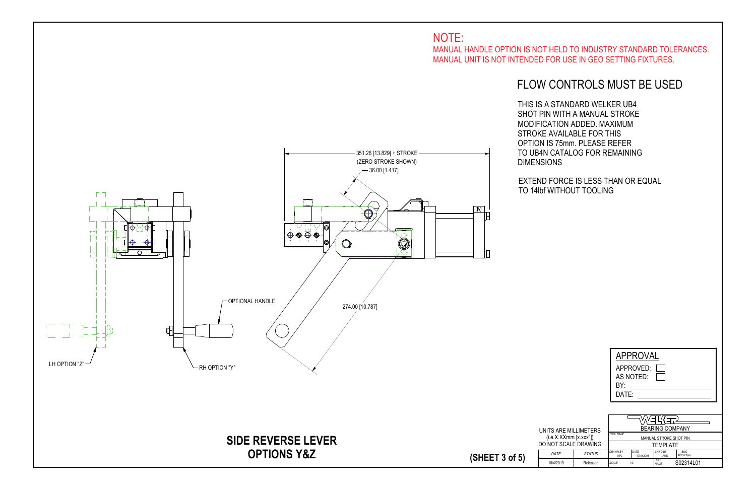NOTE:
MANUAL HANDLE OPTION IS NOT HELD TO INDUSTRY STANDARD TOLERANCES.
MANUAL UNIT IS NOT INTENDED FOR USE IN GEO SETTING FIXTURES.

## FLOW CONTROLS MUST BE USED

THIS IS A STANDARD WELKER UB4 SHOT PIN WITH A MANUAL STROKE MODIFICATION ADDED. MAXIMUM STROKE AVAILABLE FOR THIS OPTION IS 75mm. PLEASE REFER TO UB4N CATALOG FOR REMAINING DIMENSIONS

EXTEND FORCE IS LESS THAN OR EQUAL TO 14lbf WITHOUT TOOLING

351.26 [13.829] + STROKE
(ZERO STROKE SHOWN)
36.00 [1.417]
274.00 [10.787]
OPTIONAL HANDLE
LH OPTION "Z"
RH OPTION "Y"

| APPROVAL |
| --- |
| APPROVED: ☐ |
| AS NOTED: ☐ |
| BY: |
| DATE: |

## SIDE REVERSE LEVER OPTIONS Y&Z

(SHEET 3 of 5)

UNITS ARE MILLIMETERS
(i.e.X.XXmm [x.xxx"])
DO NOT SCALE DRAWING

| DATE | STATUS |
| --- | --- |
| 10/4/2019 | Released |

WELKER BEARING COMPANY

| TOOL NAME | MANUAL STROKE SHOT PIN | | |
| --- | --- | --- | --- |
| | TEMPLATE | | |
| DRAWN BY KPL | DATE 10/19/2006 | CHK'D BY AMD | ENG APPROVAL |
| SCALE 1/3 | | FILE NAME | S02314L01 |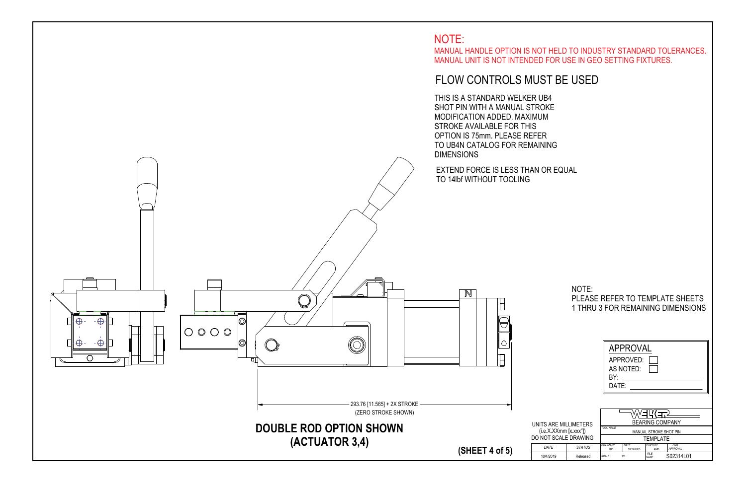## NOTE:

MANUAL HANDLE OPTION IS NOT HELD TO INDUSTRY STANDARD TOLERANCES.
MANUAL UNIT IS NOT INTENDED FOR USE IN GEO SETTING FIXTURES.

## FLOW CONTROLS MUST BE USED

THIS IS A STANDARD WELKER UB4 SHOT PIN WITH A MANUAL STROKE MODIFICATION ADDED. MAXIMUM STROKE AVAILABLE FOR THIS OPTION IS 75mm. PLEASE REFER TO UB4N CATALOG FOR REMAINING DIMENSIONS

EXTEND FORCE IS LESS THAN OR EQUAL TO 14lbf WITHOUT TOOLING

NOTE:
PLEASE REFER TO TEMPLATE SHEETS 1 THRU 3 FOR REMAINING DIMENSIONS

293.76 [11.565] + 2X STROKE
(ZERO STROKE SHOWN)

**DOUBLE ROD OPTION SHOWN (ACTUATOR 3,4)**

**(SHEET 4 of 5)**

| APPROVAL | |
|---|---|
| APPROVED: | ☐ |
| AS NOTED: | ☐ |
| BY: | |
| DATE: | |

UNITS ARE MILLIMETERS
(i.e.X.XXmm [x.xxx"])
DO NOT SCALE DRAWING

| DATE | STATUS |
|---|---|
| 10/4/2019 | Released |

WELKER BEARING COMPANY

| | | | |
|---|---|---|---|
| TOOL NAME | MANUAL STROKE SHOT PIN | | |
| | TEMPLATE | | |
| DRAWN BY KPL | DATE 10/19/2006 | CHK'D BY AMD | ENG APPROVAL |
| SCALE 1/3 | | FILE NAME | S02314L01 |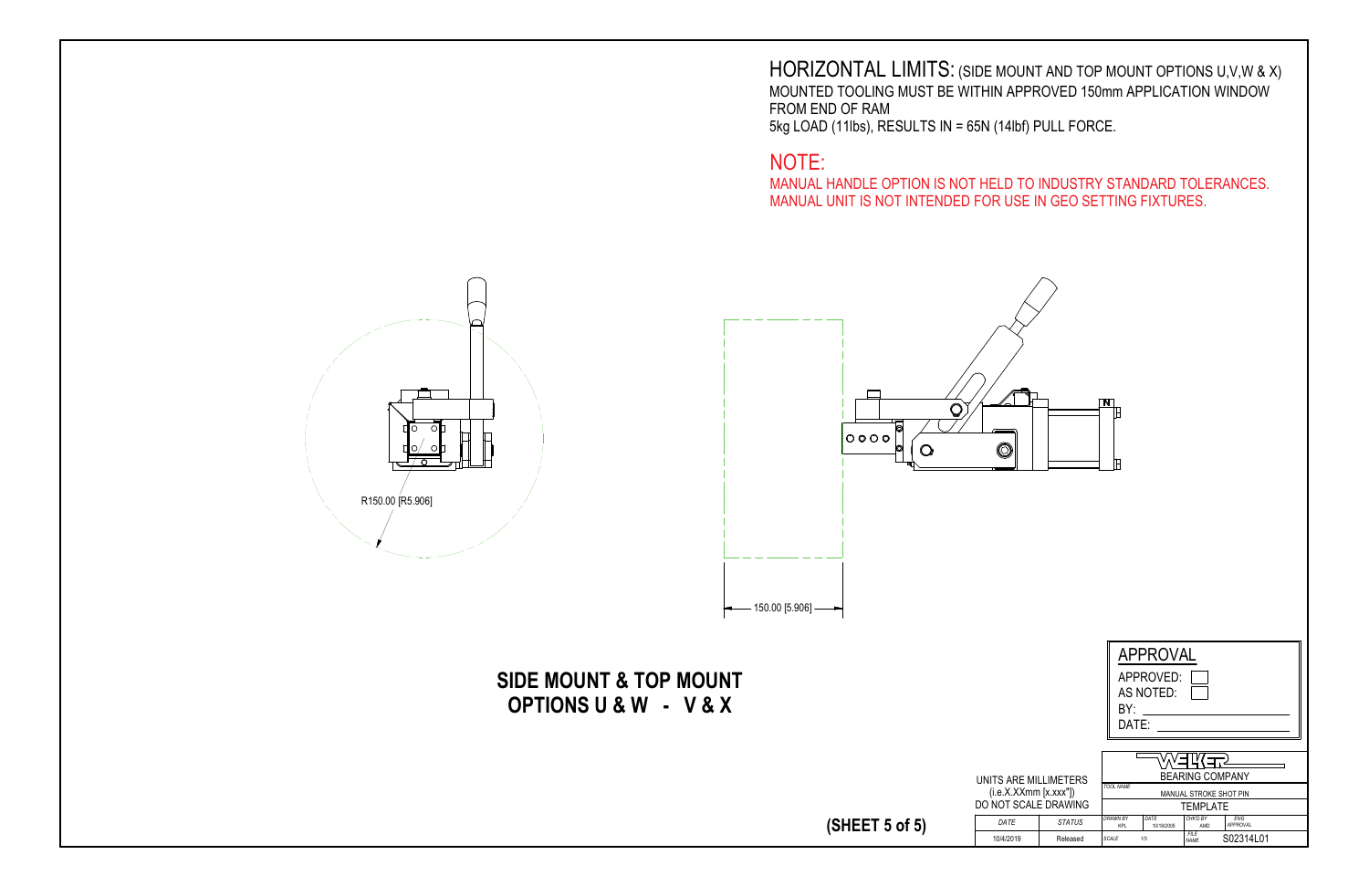## HORIZONTAL LIMITS: (SIDE MOUNT AND TOP MOUNT OPTIONS U,V,W & X)

MOUNTED TOOLING MUST BE WITHIN APPROVED 150mm APPLICATION WINDOW FROM END OF RAM

5kg LOAD (11lbs), RESULTS IN = 65N (14lbf) PULL FORCE.

## NOTE:

MANUAL HANDLE OPTION IS NOT HELD TO INDUSTRY STANDARD TOLERANCES.

MANUAL UNIT IS NOT INTENDED FOR USE IN GEO SETTING FIXTURES.

R150.00 [R5.906]

150.00 [5.906]

**SIDE MOUNT & TOP MOUNT**
**OPTIONS U & W - V & X**

APPROVAL

APPROVED:

AS NOTED:

BY:

DATE:

UNITS ARE MILLIMETERS
(i.e.X.XXmm [x.xxx"])
DO NOT SCALE DRAWING

**(SHEET 5 of 5)**

| DATE | STATUS |
|---|---|
| 10/4/2019 | Released |

WELKER BEARING COMPANY

TOOL NAME: MANUAL STROKE SHOT PIN

TEMPLATE

| DRAWN BY | DATE | CHK'D BY | ENG APPROVAL |
|---|---|---|---|
| KPL | 10/19/2006 | AMD | |
| SCALE 1/3 | | FILE NAME | S02314L01 |